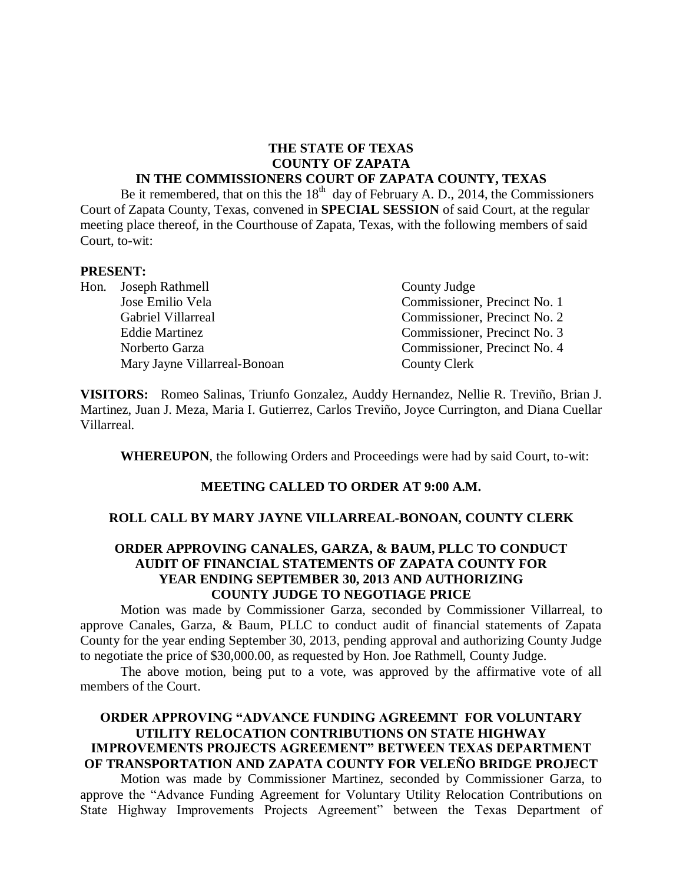**THE STATE OF TEXAS**
**COUNTY OF ZAPATA**
**IN THE COMMISSIONERS COURT OF ZAPATA COUNTY, TEXAS**

Be it remembered, that on this the 18th day of February A. D., 2014, the Commissioners Court of Zapata County, Texas, convened in **SPECIAL SESSION** of said Court, at the regular meeting place thereof, in the Courthouse of Zapata, Texas, with the following members of said Court, to-wit:

**PRESENT:**

| | | |
|---|---|---|
| Hon. | Joseph Rathmell | County Judge |
| | Jose Emilio Vela | Commissioner, Precinct No. 1 |
| | Gabriel Villarreal | Commissioner, Precinct No. 2 |
| | Eddie Martinez | Commissioner, Precinct No. 3 |
| | Norberto Garza | Commissioner, Precinct No. 4 |
| | Mary Jayne Villarreal-Bonoan | County Clerk |

**VISITORS:** Romeo Salinas, Triunfo Gonzalez, Auddy Hernandez, Nellie R. Treviño, Brian J. Martinez, Juan J. Meza, Maria I. Gutierrez, Carlos Treviño, Joyce Currington, and Diana Cuellar Villarreal.

**WHEREUPON**, the following Orders and Proceedings were had by said Court, to-wit:

**MEETING CALLED TO ORDER AT 9:00 A.M.**

**ROLL CALL BY MARY JAYNE VILLARREAL-BONOAN, COUNTY CLERK**

**ORDER APPROVING CANALES, GARZA, & BAUM, PLLC TO CONDUCT AUDIT OF FINANCIAL STATEMENTS OF ZAPATA COUNTY FOR YEAR ENDING SEPTEMBER 30, 2013 AND AUTHORIZING COUNTY JUDGE TO NEGOTIAGE PRICE**

Motion was made by Commissioner Garza, seconded by Commissioner Villarreal, to approve Canales, Garza, & Baum, PLLC to conduct audit of financial statements of Zapata County for the year ending September 30, 2013, pending approval and authorizing County Judge to negotiate the price of $30,000.00, as requested by Hon. Joe Rathmell, County Judge.

The above motion, being put to a vote, was approved by the affirmative vote of all members of the Court.

**ORDER APPROVING "ADVANCE FUNDING AGREEMNT FOR VOLUNTARY UTILITY RELOCATION CONTRIBUTIONS ON STATE HIGHWAY IMPROVEMENTS PROJECTS AGREEMENT" BETWEEN TEXAS DEPARTMENT OF TRANSPORTATION AND ZAPATA COUNTY FOR VELEÑO BRIDGE PROJECT**

Motion was made by Commissioner Martinez, seconded by Commissioner Garza, to approve the "Advance Funding Agreement for Voluntary Utility Relocation Contributions on State Highway Improvements Projects Agreement" between the Texas Department of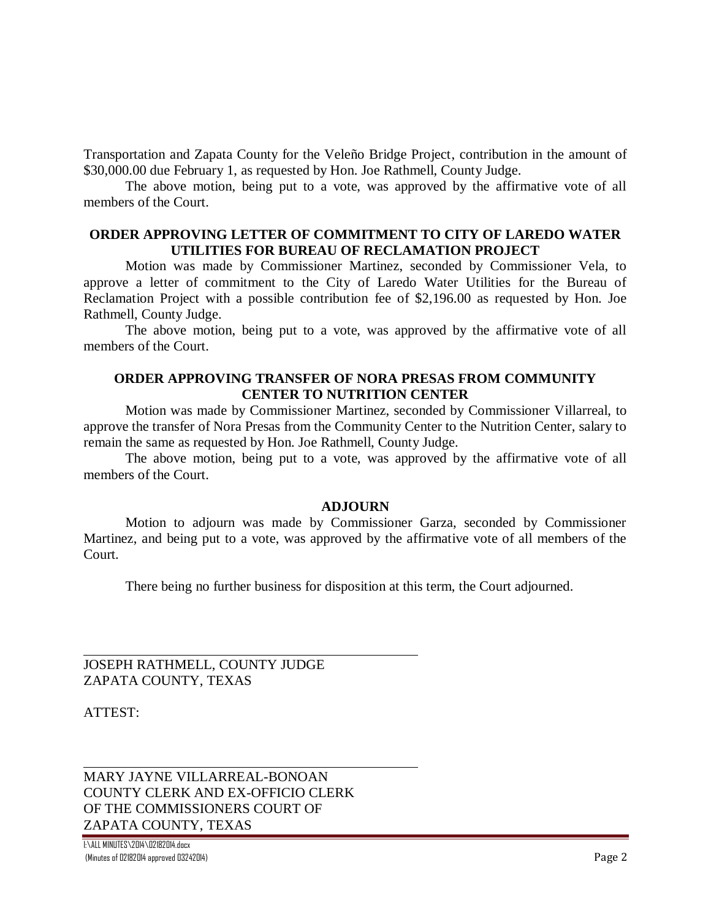Transportation and Zapata County for the Veleño Bridge Project, contribution in the amount of $30,000.00 due February 1, as requested by Hon. Joe Rathmell, County Judge.

The above motion, being put to a vote, was approved by the affirmative vote of all members of the Court.

**ORDER APPROVING LETTER OF COMMITMENT TO CITY OF LAREDO WATER UTILITIES FOR BUREAU OF RECLAMATION PROJECT**

Motion was made by Commissioner Martinez, seconded by Commissioner Vela, to approve a letter of commitment to the City of Laredo Water Utilities for the Bureau of Reclamation Project with a possible contribution fee of $2,196.00 as requested by Hon. Joe Rathmell, County Judge.

The above motion, being put to a vote, was approved by the affirmative vote of all members of the Court.

**ORDER APPROVING TRANSFER OF NORA PRESAS FROM COMMUNITY CENTER TO NUTRITION CENTER**

Motion was made by Commissioner Martinez, seconded by Commissioner Villarreal, to approve the transfer of Nora Presas from the Community Center to the Nutrition Center, salary to remain the same as requested by Hon. Joe Rathmell, County Judge.

The above motion, being put to a vote, was approved by the affirmative vote of all members of the Court.

**ADJOURN**

Motion to adjourn was made by Commissioner Garza, seconded by Commissioner Martinez, and being put to a vote, was approved by the affirmative vote of all members of the Court.

There being no further business for disposition at this term, the Court adjourned.

JOSEPH RATHMELL, COUNTY JUDGE
ZAPATA COUNTY, TEXAS

ATTEST:

MARY JAYNE VILLARREAL-BONOAN
COUNTY CLERK AND EX-OFFICIO CLERK
OF THE COMMISSIONERS COURT OF
ZAPATA COUNTY, TEXAS

I:\ALL MINUTES\2014\02182014.docx
(Minutes of 02182014 approved 03242014)